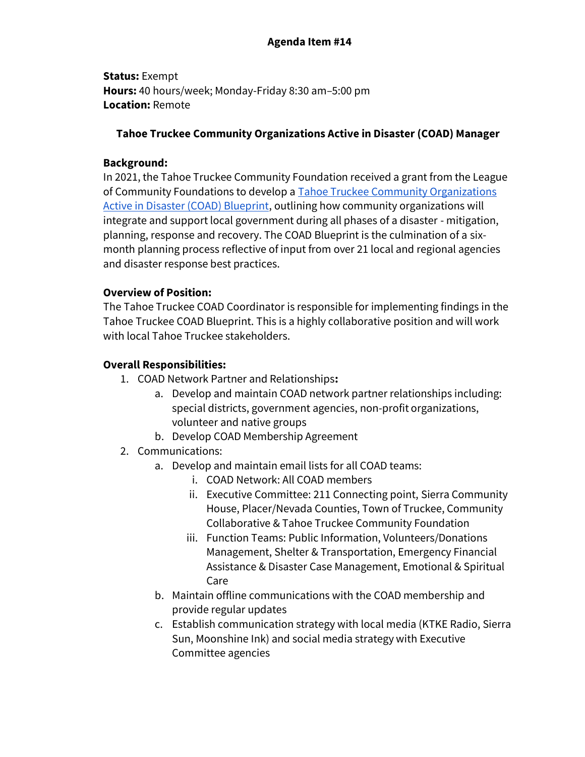**Agenda Item #14**

**Status:** Exempt
**Hours:** 40 hours/week; Monday-Friday 8:30 am–5:00 pm
**Location:** Remote

## Tahoe Truckee Community Organizations Active in Disaster (COAD) Manager

**Background:**
In 2021, the Tahoe Truckee Community Foundation received a grant from the League of Community Foundations to develop a Tahoe Truckee Community Organizations Active in Disaster (COAD) Blueprint, outlining how community organizations will integrate and support local government during all phases of a disaster - mitigation, planning, response and recovery. The COAD Blueprint is the culmination of a six-month planning process reflective of input from over 21 local and regional agencies and disaster response best practices.

**Overview of Position:**
The Tahoe Truckee COAD Coordinator is responsible for implementing findings in the Tahoe Truckee COAD Blueprint. This is a highly collaborative position and will work with local Tahoe Truckee stakeholders.

**Overall Responsibilities:**

1. COAD Network Partner and Relationships**:**
    a. Develop and maintain COAD network partner relationships including: special districts, government agencies, non-profit organizations, volunteer and native groups
    b. Develop COAD Membership Agreement
2. Communications:
    a. Develop and maintain email lists for all COAD teams:
        i. COAD Network: All COAD members
        ii. Executive Committee: 211 Connecting point, Sierra Community House, Placer/Nevada Counties, Town of Truckee, Community Collaborative & Tahoe Truckee Community Foundation
        iii. Function Teams: Public Information, Volunteers/Donations Management, Shelter & Transportation, Emergency Financial Assistance & Disaster Case Management, Emotional & Spiritual Care
    b. Maintain offline communications with the COAD membership and provide regular updates
    c. Establish communication strategy with local media (KTKE Radio, Sierra Sun, Moonshine Ink) and social media strategy with Executive Committee agencies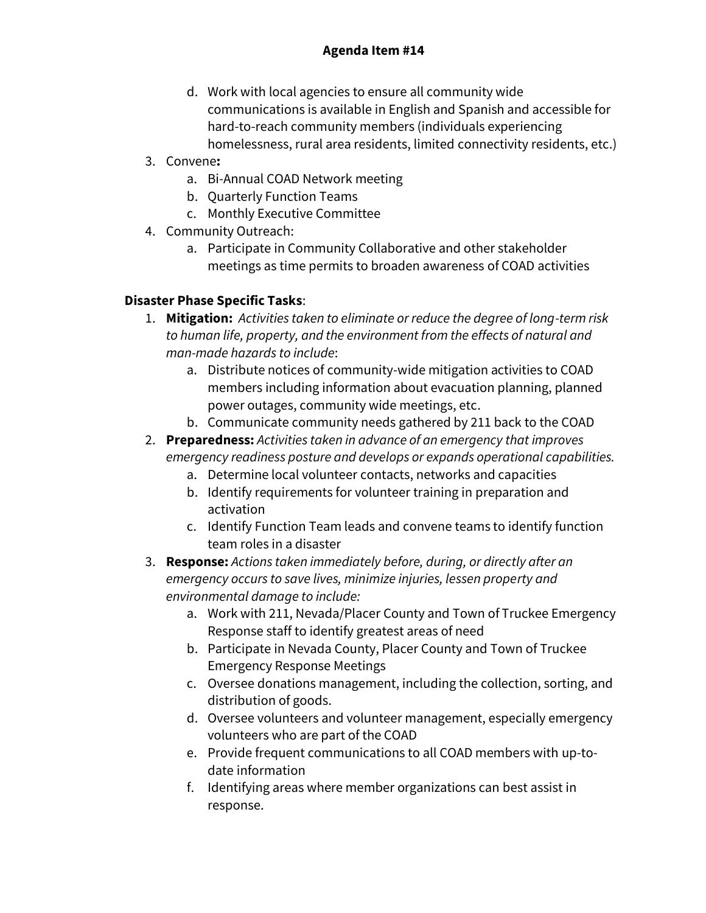d. Work with local agencies to ensure all community wide communications is available in English and Spanish and accessible for hard-to-reach community members (individuals experiencing homelessness, rural area residents, limited connectivity residents, etc.)

3. Convene**:**
   a. Bi-Annual COAD Network meeting
   b. Quarterly Function Teams
   c. Monthly Executive Committee
4. Community Outreach:
   a. Participate in Community Collaborative and other stakeholder meetings as time permits to broaden awareness of COAD activities

**Disaster Phase Specific Tasks**:

1. **Mitigation:** *Activities taken to eliminate or reduce the degree of long-term risk to human life, property, and the environment from the effects of natural and man-made hazards to include*:
   a. Distribute notices of community-wide mitigation activities to COAD members including information about evacuation planning, planned power outages, community wide meetings, etc.
   b. Communicate community needs gathered by 211 back to the COAD
2. **Preparedness:** *Activities taken in advance of an emergency that improves emergency readiness posture and develops or expands operational capabilities.*
   a. Determine local volunteer contacts, networks and capacities
   b. Identify requirements for volunteer training in preparation and activation
   c. Identify Function Team leads and convene teams to identify function team roles in a disaster
3. **Response:** *Actions taken immediately before, during, or directly after an emergency occurs to save lives, minimize injuries, lessen property and environmental damage to include:*
   a. Work with 211, Nevada/Placer County and Town of Truckee Emergency Response staff to identify greatest areas of need
   b. Participate in Nevada County, Placer County and Town of Truckee Emergency Response Meetings
   c. Oversee donations management, including the collection, sorting, and distribution of goods.
   d. Oversee volunteers and volunteer management, especially emergency volunteers who are part of the COAD
   e. Provide frequent communications to all COAD members with up-to-date information
   f. Identifying areas where member organizations can best assist in response.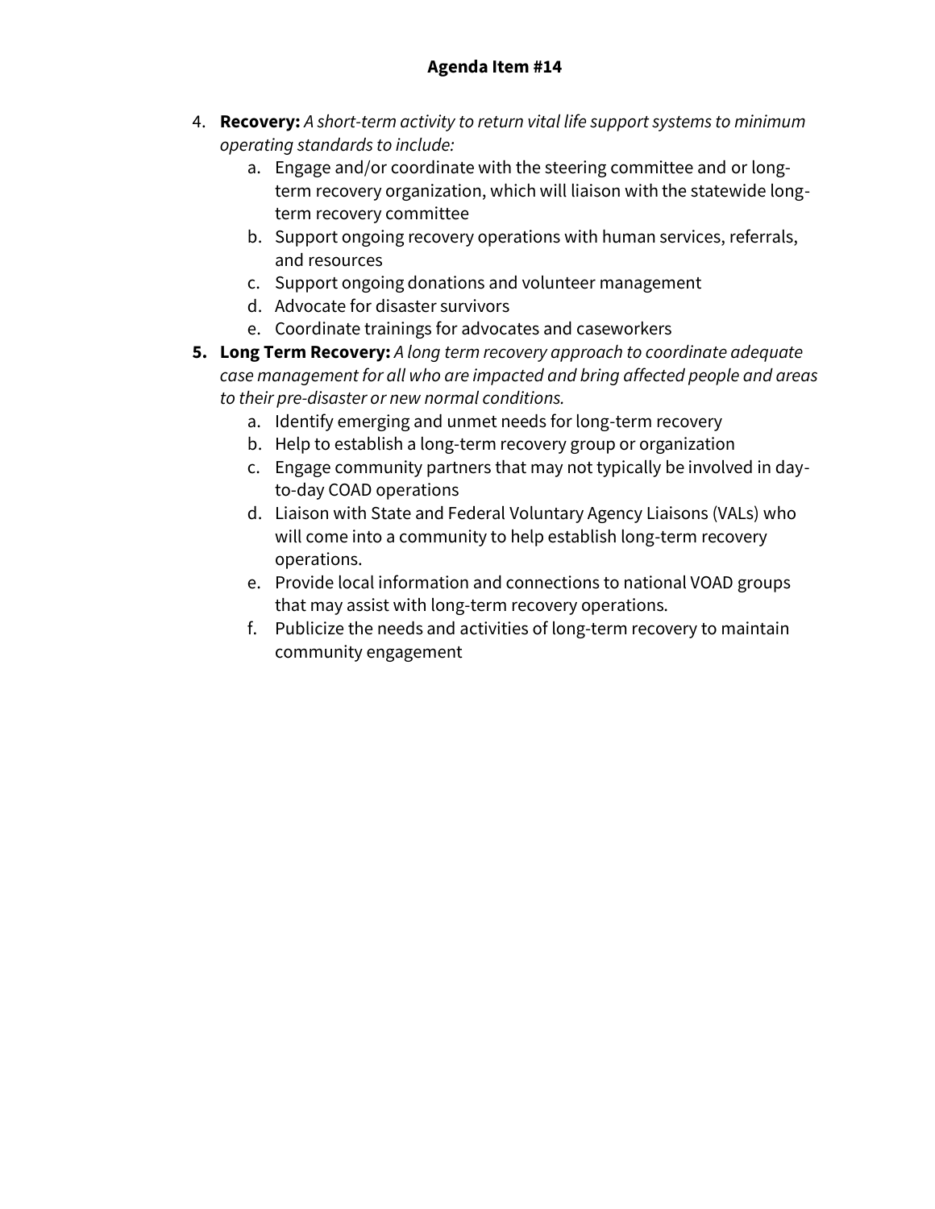**Agenda Item #14**

4. **Recovery:** *A short-term activity to return vital life support systems to minimum operating standards to include:*
   a. Engage and/or coordinate with the steering committee and or long-term recovery organization, which will liaison with the statewide long-term recovery committee
   b. Support ongoing recovery operations with human services, referrals, and resources
   c. Support ongoing donations and volunteer management
   d. Advocate for disaster survivors
   e. Coordinate trainings for advocates and caseworkers
5. **Long Term Recovery:** *A long term recovery approach to coordinate adequate case management for all who are impacted and bring affected people and areas to their pre-disaster or new normal conditions.*
   a. Identify emerging and unmet needs for long-term recovery
   b. Help to establish a long-term recovery group or organization
   c. Engage community partners that may not typically be involved in day-to-day COAD operations
   d. Liaison with State and Federal Voluntary Agency Liaisons (VALs) who will come into a community to help establish long-term recovery operations.
   e. Provide local information and connections to national VOAD groups that may assist with long-term recovery operations.
   f. Publicize the needs and activities of long-term recovery to maintain community engagement